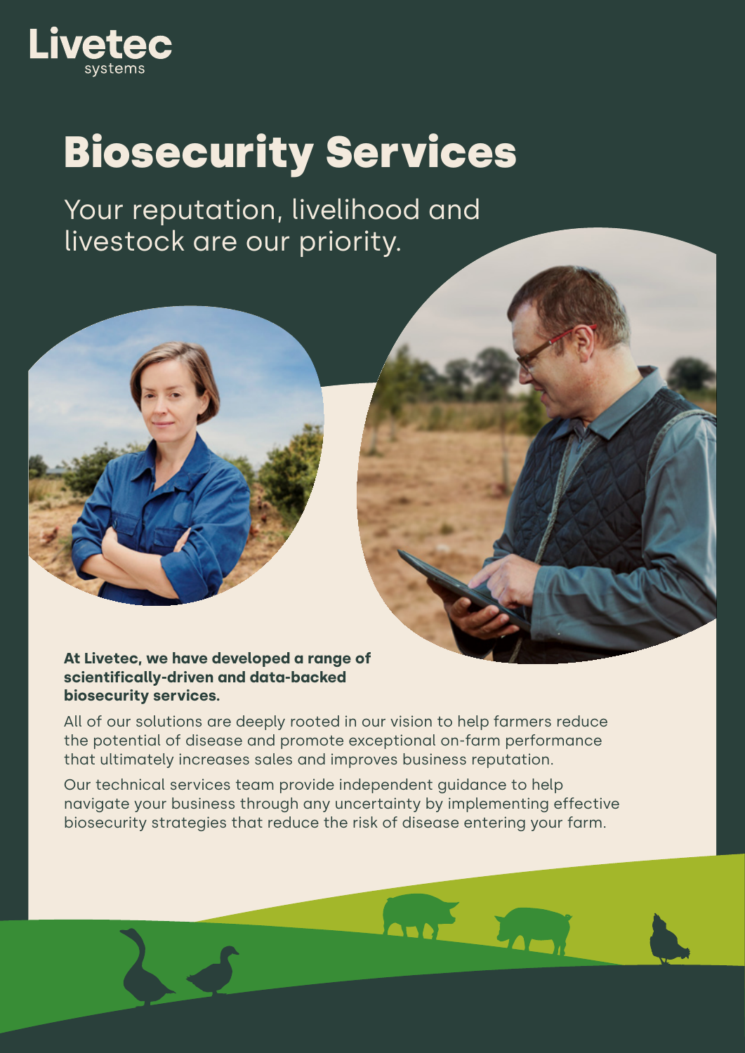Livetec systems

# Biosecurity Services

Your reputation, livelihood and livestock are our priority.

**At Livetec, we have developed a range of scientifically-driven and data-backed biosecurity services.**

All of our solutions are deeply rooted in our vision to help farmers reduce the potential of disease and promote exceptional on-farm performance that ultimately increases sales and improves business reputation.

Our technical services team provide independent guidance to help navigate your business through any uncertainty by implementing effective biosecurity strategies that reduce the risk of disease entering your farm.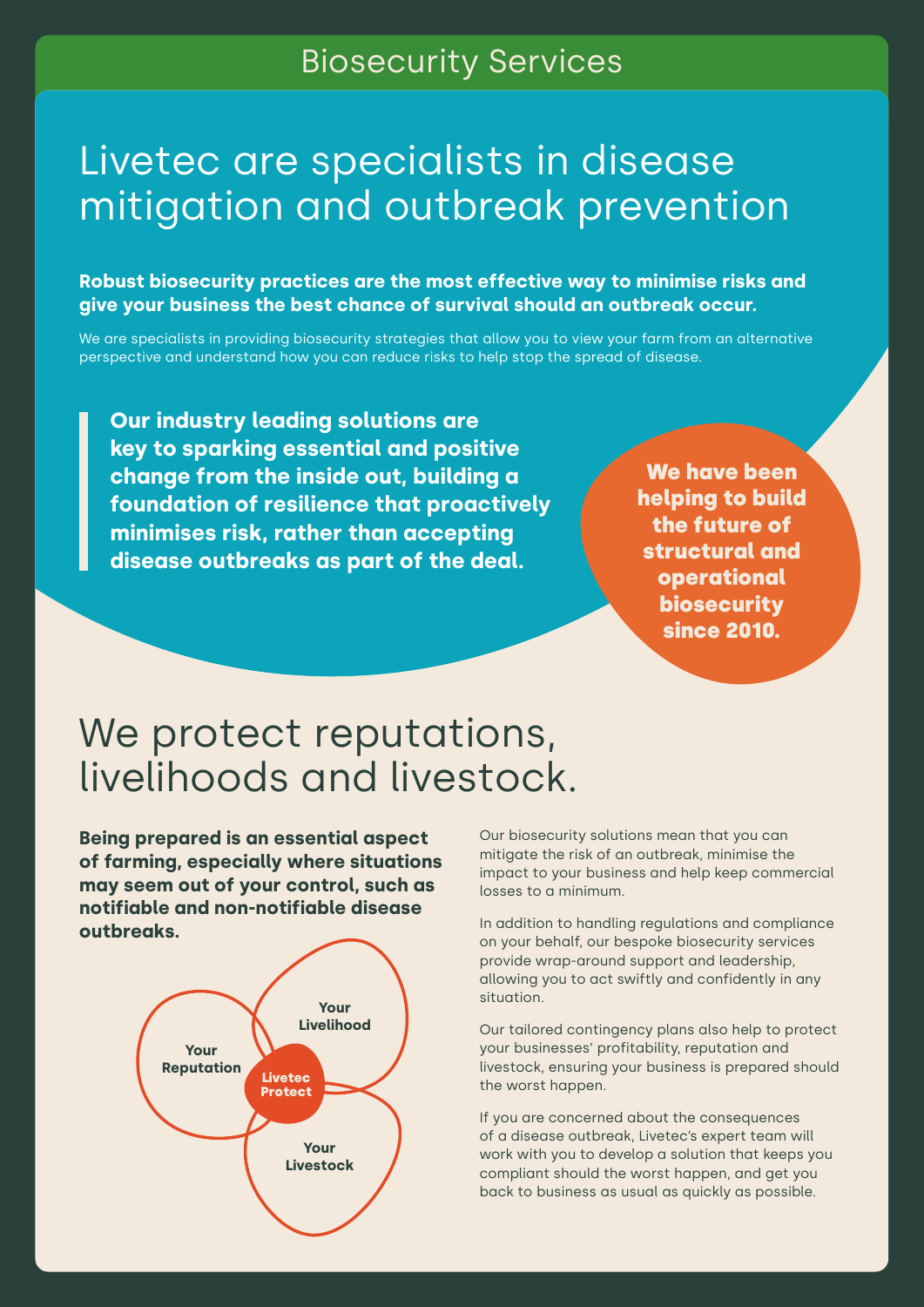## Biosecurity Services

# Livetec are specialists in disease mitigation and outbreak prevention

**Robust biosecurity practices are the most effective way to minimise risks and give your business the best chance of survival should an outbreak occur.**

We are specialists in providing biosecurity strategies that allow you to view your farm from an alternative perspective and understand how you can reduce risks to help stop the spread of disease.

> **Our industry leading solutions are key to sparking essential and positive change from the inside out, building a foundation of resilience that proactively minimises risk, rather than accepting disease outbreaks as part of the deal.**

**We have been helping to build the future of structural and operational biosecurity since 2010.**

# We protect reputations, livelihoods and livestock.

**Being prepared is an essential aspect of farming, especially where situations may seem out of your control, such as notifiable and non-notifiable disease outbreaks.**

Your Reputation

Your Livelihood

Your Livestock

Livetec Protect

Our biosecurity solutions mean that you can mitigate the risk of an outbreak, minimise the impact to your business and help keep commercial losses to a minimum.

In addition to handling regulations and compliance on your behalf, our bespoke biosecurity services provide wrap-around support and leadership, allowing you to act swiftly and confidently in any situation.

Our tailored contingency plans also help to protect your businesses' profitability, reputation and livestock, ensuring your business is prepared should the worst happen.

If you are concerned about the consequences of a disease outbreak, Livetec's expert team will work with you to develop a solution that keeps you compliant should the worst happen, and get you back to business as usual as quickly as possible.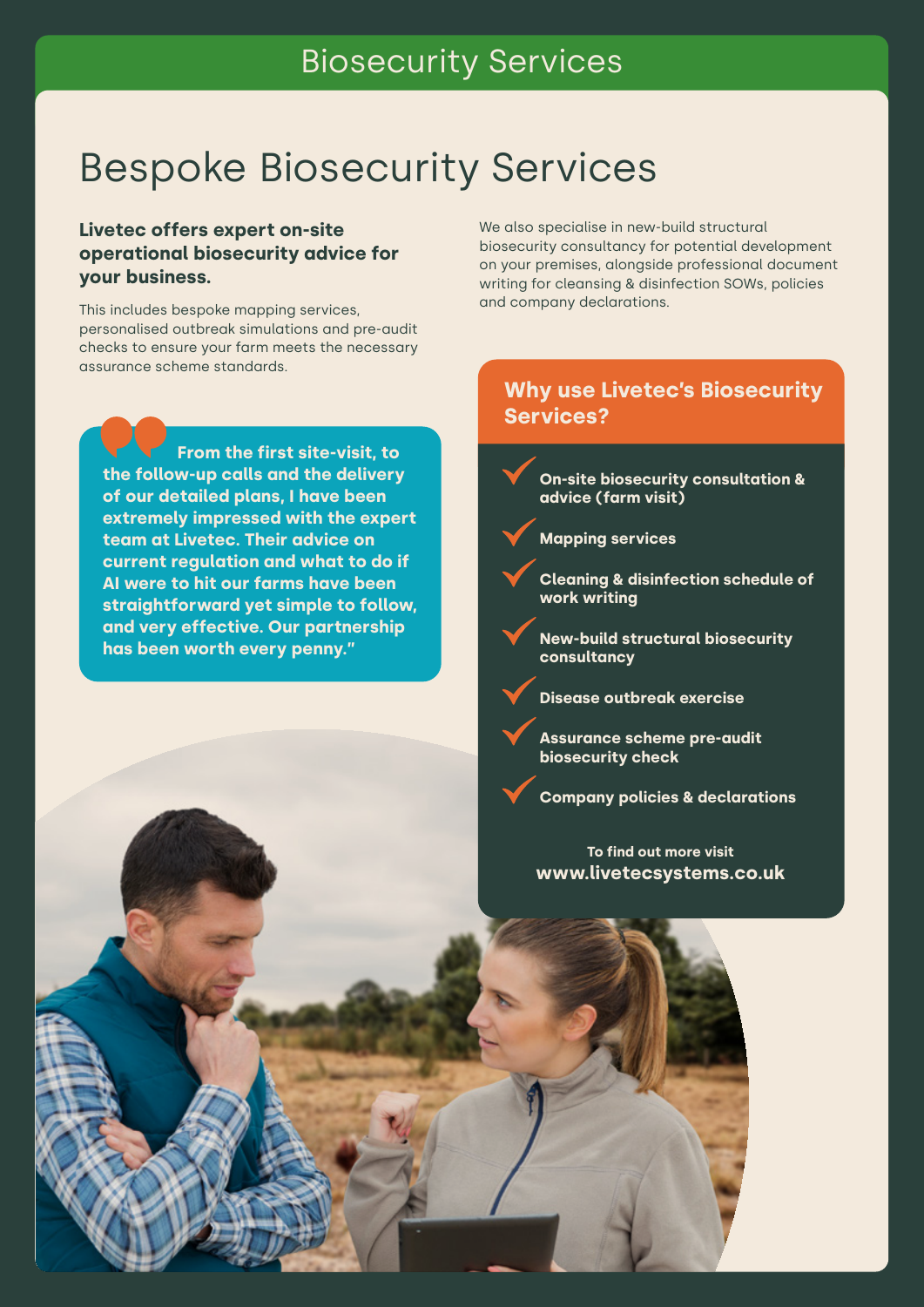# Biosecurity Services

## Bespoke Biosecurity Services

**Livetec offers expert on-site operational biosecurity advice for your business.**

This includes bespoke mapping services, personalised outbreak simulations and pre-audit checks to ensure your farm meets the necessary assurance scheme standards.

We also specialise in new-build structural biosecurity consultancy for potential development on your premises, alongside professional document writing for cleansing & disinfection SOWs, policies and company declarations.

> **"From the first site-visit, to the follow-up calls and the delivery of our detailed plans, I have been extremely impressed with the expert team at Livetec. Their advice on current regulation and what to do if AI were to hit our farms have been straightforward yet simple to follow, and very effective. Our partnership has been worth every penny."**

### Why use Livetec's Biosecurity Services?

- **On-site biosecurity consultation & advice (farm visit)**
- **Mapping services**
- **Cleaning & disinfection schedule of work writing**
- **New-build structural biosecurity consultancy**
- **Disease outbreak exercise**
- **Assurance scheme pre-audit biosecurity check**
- **Company policies & declarations**

**To find out more visit**
**www.livetecsystems.co.uk**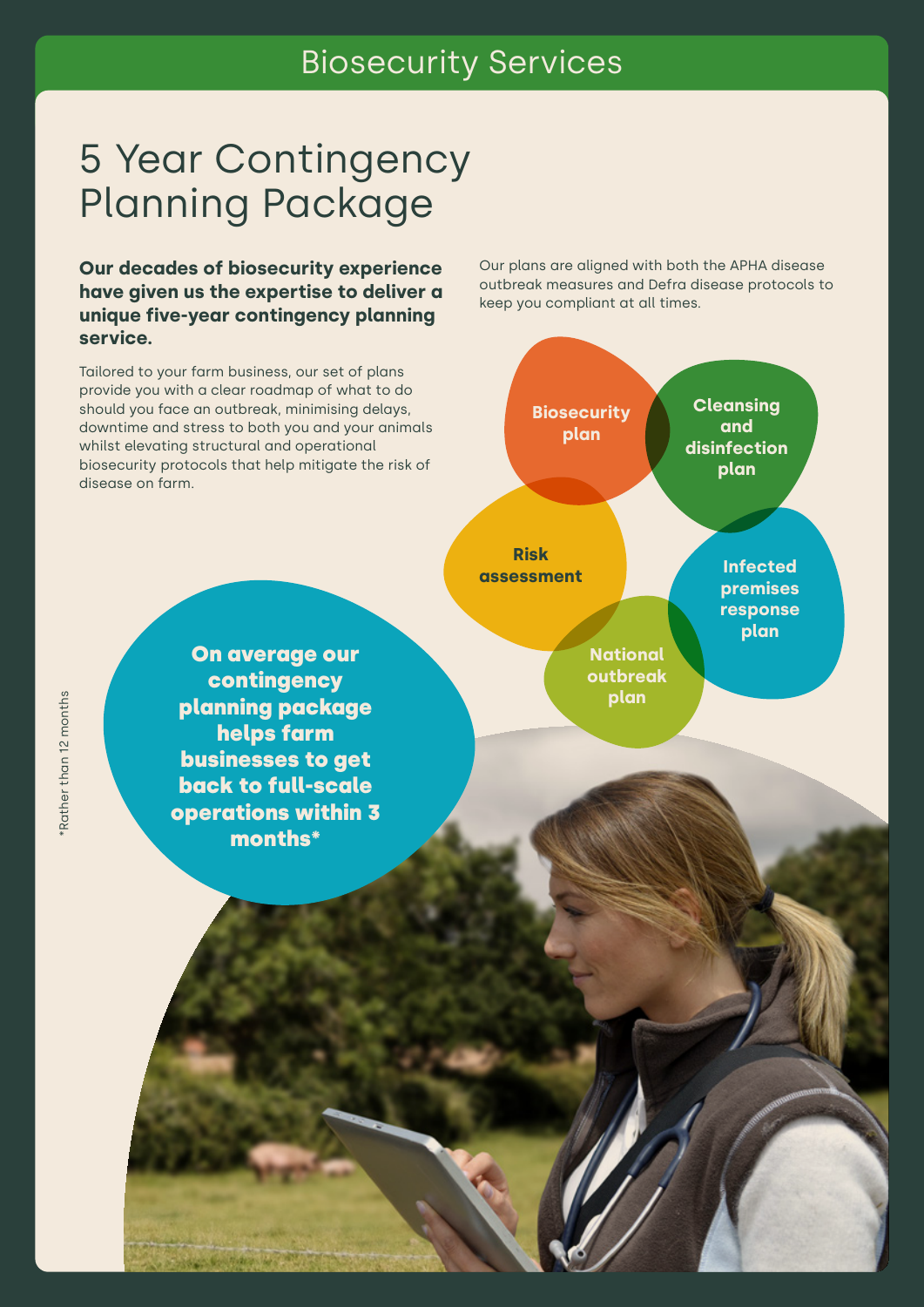# Biosecurity Services

## 5 Year Contingency Planning Package

**Our decades of biosecurity experience have given us the expertise to deliver a unique five-year contingency planning service.**

Tailored to your farm business, our set of plans provide you with a clear roadmap of what to do should you face an outbreak, minimising delays, downtime and stress to both you and your animals whilst elevating structural and operational biosecurity protocols that help mitigate the risk of disease on farm.

Our plans are aligned with both the APHA disease outbreak measures and Defra disease protocols to keep you compliant at all times.

- **Biosecurity plan**
- **Cleansing and disinfection plan**
- **Risk assessment**
- **Infected premises response plan**
- **National outbreak plan**

**On average our contingency planning package helps farm businesses to get back to full-scale operations within 3 months***

*Rather than 12 months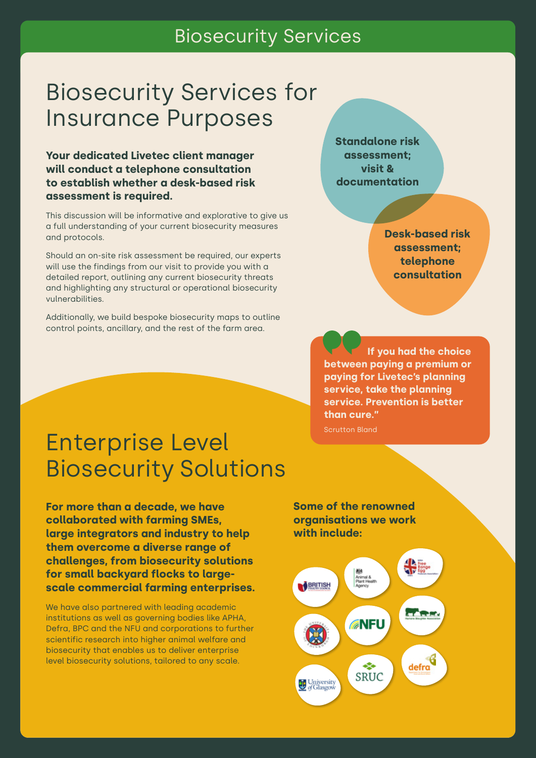# Biosecurity Services

## Biosecurity Services for Insurance Purposes

**Your dedicated Livetec client manager will conduct a telephone consultation to establish whether a desk-based risk assessment is required.**

This discussion will be informative and explorative to give us a full understanding of your current biosecurity measures and protocols.

Should an on-site risk assessment be required, our experts will use the findings from our visit to provide you with a detailed report, outlining any current biosecurity threats and highlighting any structural or operational biosecurity vulnerabilities.

Additionally, we build bespoke biosecurity maps to outline control points, ancillary, and the rest of the farm area.

**Standalone risk assessment; visit & documentation**

**Desk-based risk assessment; telephone consultation**

> **If you had the choice between paying a premium or paying for Livetec's planning service, take the planning service. Prevention is better than cure."**
>
> Scrutton Bland

## Enterprise Level Biosecurity Solutions

**For more than a decade, we have collaborated with farming SMEs, large integrators and industry to help them overcome a diverse range of challenges, from biosecurity solutions for small backyard flocks to large-scale commercial farming enterprises.**

We have also partnered with leading academic institutions as well as governing bodies like APHA, Defra, BPC and the NFU and corporations to further scientific research into higher animal welfare and biosecurity that enables us to deliver enterprise level biosecurity solutions, tailored to any scale.

**Some of the renowned organisations we work with include:**

British Poultry Council, Animal & Plant Health Agency, British Free Range Egg Producers Association, The University of Edinburgh, NFU, Humane Slaughter Association, University of Glasgow, SRUC, defra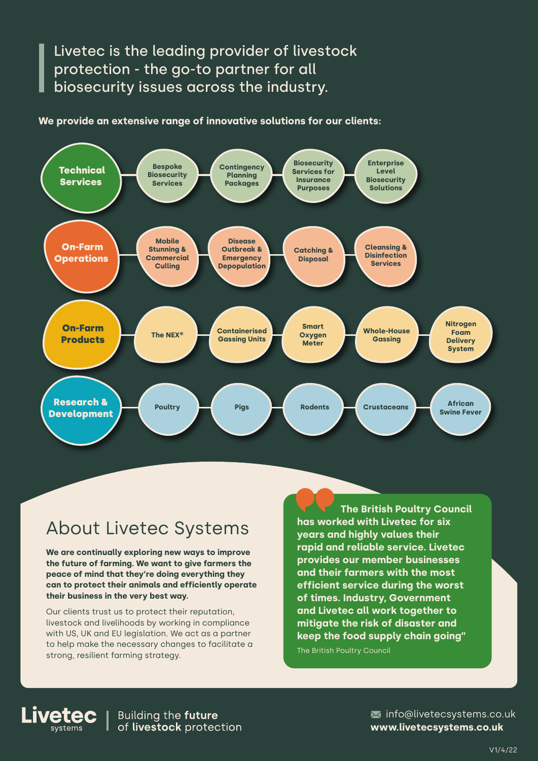> Livetec is the leading provider of livestock protection - the go-to partner for all biosecurity issues across the industry.

**We provide an extensive range of innovative solutions for our clients:**

**Technical Services**
- Bespoke Biosecurity Services
- Contingency Planning Packages
- Biosecurity Services for Insurance Purposes
- Enterprise Level Biosecurity Solutions

**On-Farm Operations**
- Mobile Stunning & Commercial Culling
- Disease Outbreak & Emergency Depopulation
- Catching & Disposal
- Cleansing & Disinfection Services

**On-Farm Products**
- The NEX®
- Containerised Gassing Units
- Smart Oxygen Meter
- Whole-House Gassing
- Nitrogen Foam Delivery System

**Research & Development**
- Poultry
- Pigs
- Rodents
- Crustaceans
- African Swine Fever

# About Livetec Systems

**We are continually exploring new ways to improve the future of farming. We want to give farmers the peace of mind that they're doing everything they can to protect their animals and efficiently operate their business in the very best way.**

Our clients trust us to protect their reputation, livestock and livelihoods by working in compliance with US, UK and EU legislation. We act as a partner to help make the necessary changes to facilitate a strong, resilient farming strategy.

> **"The British Poultry Council has worked with Livetec for six years and highly values their rapid and reliable service. Livetec provides our member businesses and their farmers with the most efficient service during the worst of times. Industry, Government and Livetec all work together to mitigate the risk of disaster and keep the food supply chain going"**
>
> The British Poultry Council

Livetec systems | Building the **future** of **livestock** protection

info@livetecsystems.co.uk
**www.livetecsystems.co.uk**

V1/4/22